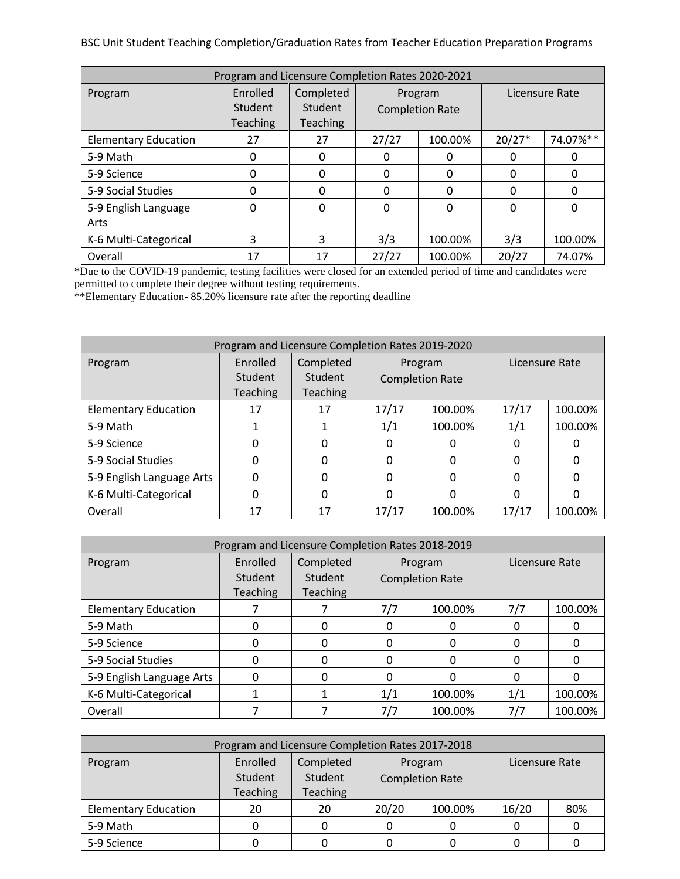BSC Unit Student Teaching Completion/Graduation Rates from Teacher Education Preparation Programs

| Program and Licensure Completion Rates 2020-2021 | | | | | | |
|---|---|---|---|---|---|---|
| Program | Enrolled Student Teaching | Completed Student Teaching | Program Completion Rate | | Licensure Rate | |
| Elementary Education | 27 | 27 | 27/27 | 100.00% | 20/27* | 74.07%** |
| 5-9 Math | 0 | 0 | 0 | 0 | 0 | 0 |
| 5-9 Science | 0 | 0 | 0 | 0 | 0 | 0 |
| 5-9 Social Studies | 0 | 0 | 0 | 0 | 0 | 0 |
| 5-9 English Language Arts | 0 | 0 | 0 | 0 | 0 | 0 |
| K-6 Multi-Categorical | 3 | 3 | 3/3 | 100.00% | 3/3 | 100.00% |
| Overall | 17 | 17 | 27/27 | 100.00% | 20/27 | 74.07% |

*Due to the COVID-19 pandemic, testing facilities were closed for an extended period of time and candidates were permitted to complete their degree without testing requirements.
**Elementary Education- 85.20% licensure rate after the reporting deadline

| Program and Licensure Completion Rates 2019-2020 | | | | | | |
|---|---|---|---|---|---|---|
| Program | Enrolled Student Teaching | Completed Student Teaching | Program Completion Rate | | Licensure Rate | |
| Elementary Education | 17 | 17 | 17/17 | 100.00% | 17/17 | 100.00% |
| 5-9 Math | 1 | 1 | 1/1 | 100.00% | 1/1 | 100.00% |
| 5-9 Science | 0 | 0 | 0 | 0 | 0 | 0 |
| 5-9 Social Studies | 0 | 0 | 0 | 0 | 0 | 0 |
| 5-9 English Language Arts | 0 | 0 | 0 | 0 | 0 | 0 |
| K-6 Multi-Categorical | 0 | 0 | 0 | 0 | 0 | 0 |
| Overall | 17 | 17 | 17/17 | 100.00% | 17/17 | 100.00% |

| Program and Licensure Completion Rates 2018-2019 | | | | | | |
|---|---|---|---|---|---|---|
| Program | Enrolled Student Teaching | Completed Student Teaching | Program Completion Rate | | Licensure Rate | |
| Elementary Education | 7 | 7 | 7/7 | 100.00% | 7/7 | 100.00% |
| 5-9 Math | 0 | 0 | 0 | 0 | 0 | 0 |
| 5-9 Science | 0 | 0 | 0 | 0 | 0 | 0 |
| 5-9 Social Studies | 0 | 0 | 0 | 0 | 0 | 0 |
| 5-9 English Language Arts | 0 | 0 | 0 | 0 | 0 | 0 |
| K-6 Multi-Categorical | 1 | 1 | 1/1 | 100.00% | 1/1 | 100.00% |
| Overall | 7 | 7 | 7/7 | 100.00% | 7/7 | 100.00% |

| Program and Licensure Completion Rates 2017-2018 | | | | | | |
|---|---|---|---|---|---|---|
| Program | Enrolled Student Teaching | Completed Student Teaching | Program Completion Rate | | Licensure Rate | |
| Elementary Education | 20 | 20 | 20/20 | 100.00% | 16/20 | 80% |
| 5-9 Math | 0 | 0 | 0 | 0 | 0 | 0 |
| 5-9 Science | 0 | 0 | 0 | 0 | 0 | 0 |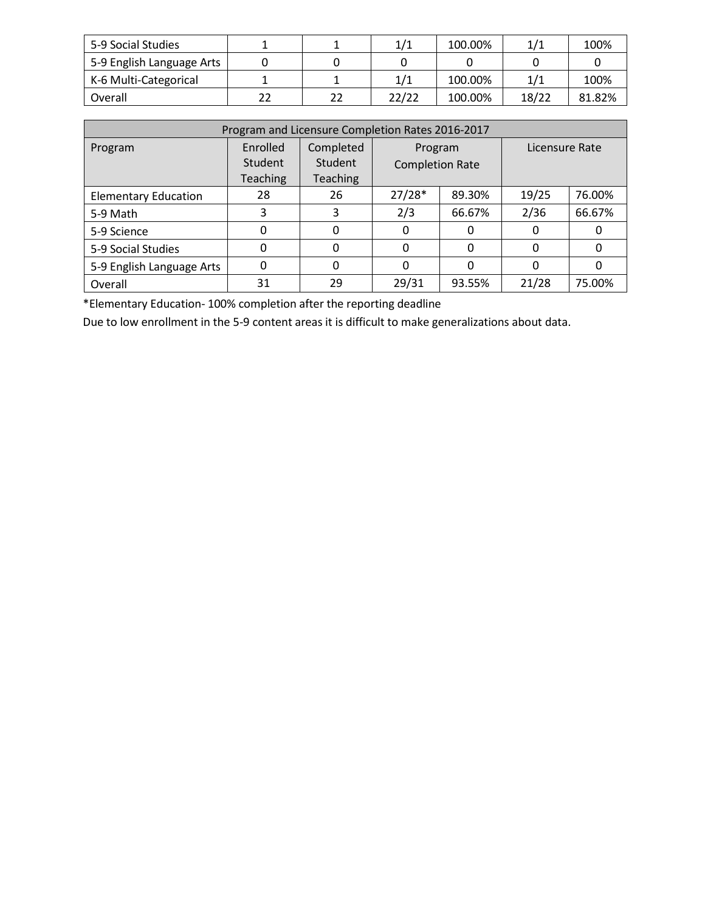| | | | | | | |
|---|---|---|---|---|---|---|
| 5-9 Social Studies | 1 | 1 | 1/1 | 100.00% | 1/1 | 100% |
| 5-9 English Language Arts | 0 | 0 | 0 | 0 | 0 | 0 |
| K-6 Multi-Categorical | 1 | 1 | 1/1 | 100.00% | 1/1 | 100% |
| Overall | 22 | 22 | 22/22 | 100.00% | 18/22 | 81.82% |

| Program and Licensure Completion Rates 2016-2017 | | | | | | |
|---|---|---|---|---|---|---|
| Program | Enrolled Student Teaching | Completed Student Teaching | Program Completion Rate | | Licensure Rate | |
| Elementary Education | 28 | 26 | 27/28* | 89.30% | 19/25 | 76.00% |
| 5-9 Math | 3 | 3 | 2/3 | 66.67% | 2/36 | 66.67% |
| 5-9 Science | 0 | 0 | 0 | 0 | 0 | 0 |
| 5-9 Social Studies | 0 | 0 | 0 | 0 | 0 | 0 |
| 5-9 English Language Arts | 0 | 0 | 0 | 0 | 0 | 0 |
| Overall | 31 | 29 | 29/31 | 93.55% | 21/28 | 75.00% |

*Elementary Education- 100% completion after the reporting deadline

Due to low enrollment in the 5-9 content areas it is difficult to make generalizations about data.